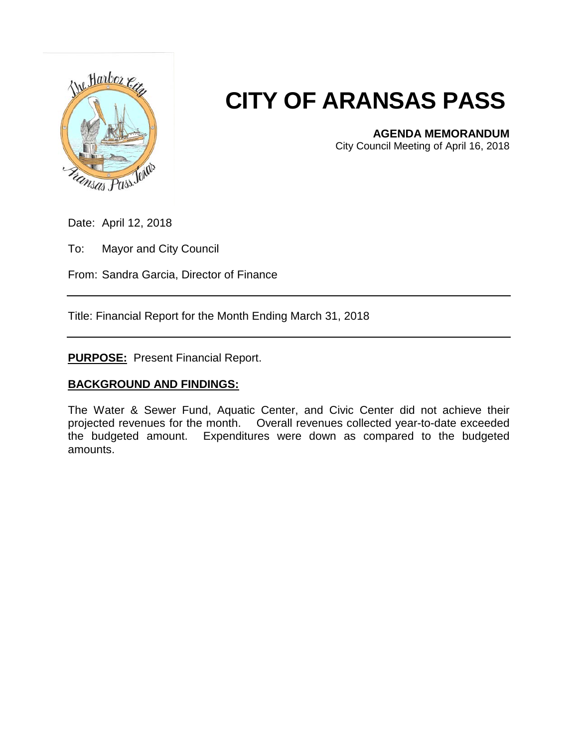# CITY OF ARANSAS PASS

**AGENDA MEMORANDUM**
City Council Meeting of April 16, 2018

Date: April 12, 2018

To: Mayor and City Council

From: Sandra Garcia, Director of Finance

---

Title: Financial Report for the Month Ending March 31, 2018

---

**PURPOSE:** Present Financial Report.

**BACKGROUND AND FINDINGS:**

The Water & Sewer Fund, Aquatic Center, and Civic Center did not achieve their projected revenues for the month. Overall revenues collected year-to-date exceeded the budgeted amount. Expenditures were down as compared to the budgeted amounts.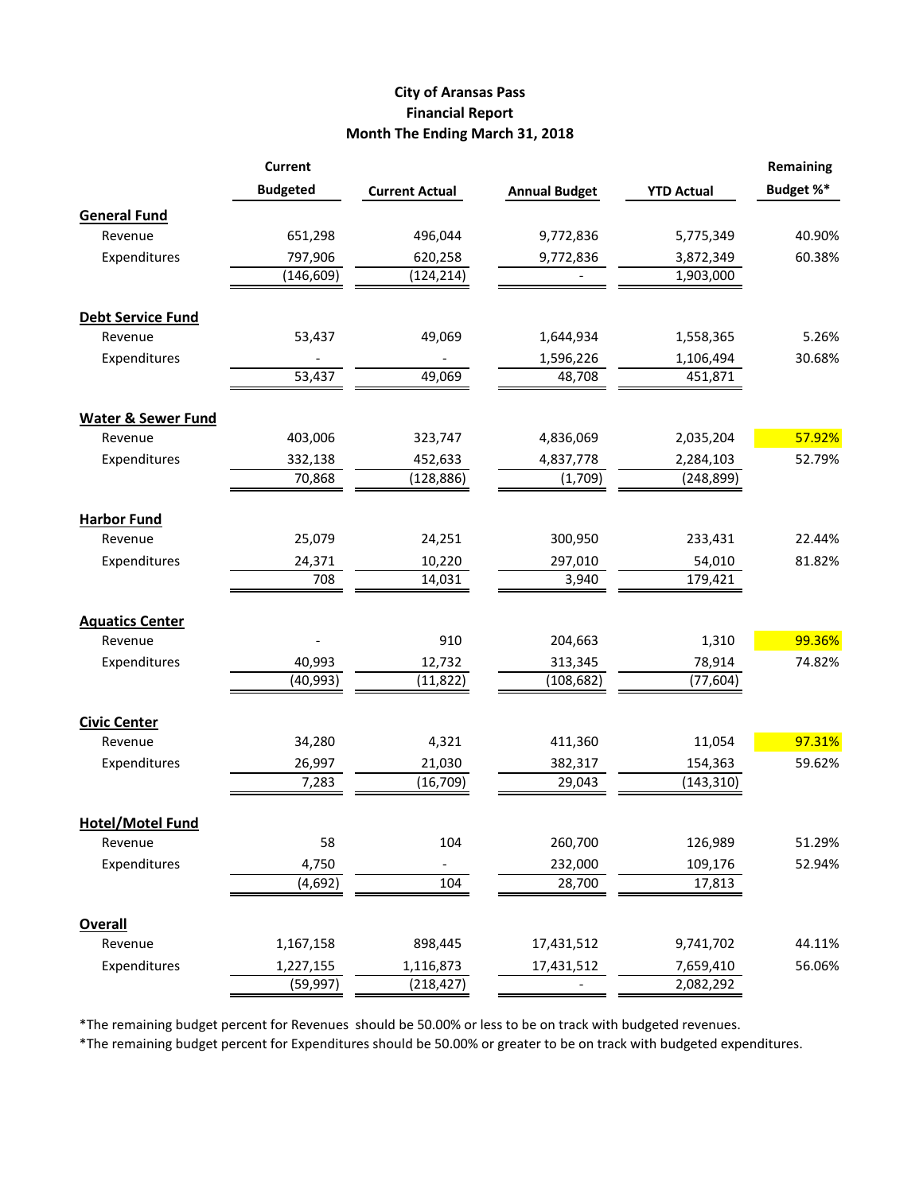**City of Aransas Pass**
**Financial Report**
**Month The Ending March 31, 2018**

| | Current Budgeted | Current Actual | Annual Budget | YTD Actual | Remaining Budget %* |
|---|---|---|---|---|---|
| **General Fund** | | | | | |
| Revenue | 651,298 | 496,044 | 9,772,836 | 5,775,349 | 40.90% |
| Expenditures | 797,906 | 620,258 | 9,772,836 | 3,872,349 | 60.38% |
| | (146,609) | (124,214) | - | 1,903,000 | |
| **Debt Service Fund** | | | | | |
| Revenue | 53,437 | 49,069 | 1,644,934 | 1,558,365 | 5.26% |
| Expenditures | - | - | 1,596,226 | 1,106,494 | 30.68% |
| | 53,437 | 49,069 | 48,708 | 451,871 | |
| **Water & Sewer Fund** | | | | | |
| Revenue | 403,006 | 323,747 | 4,836,069 | 2,035,204 | 57.92% |
| Expenditures | 332,138 | 452,633 | 4,837,778 | 2,284,103 | 52.79% |
| | 70,868 | (128,886) | (1,709) | (248,899) | |
| **Harbor Fund** | | | | | |
| Revenue | 25,079 | 24,251 | 300,950 | 233,431 | 22.44% |
| Expenditures | 24,371 | 10,220 | 297,010 | 54,010 | 81.82% |
| | 708 | 14,031 | 3,940 | 179,421 | |
| **Aquatics Center** | | | | | |
| Revenue | - | 910 | 204,663 | 1,310 | 99.36% |
| Expenditures | 40,993 | 12,732 | 313,345 | 78,914 | 74.82% |
| | (40,993) | (11,822) | (108,682) | (77,604) | |
| **Civic Center** | | | | | |
| Revenue | 34,280 | 4,321 | 411,360 | 11,054 | 97.31% |
| Expenditures | 26,997 | 21,030 | 382,317 | 154,363 | 59.62% |
| | 7,283 | (16,709) | 29,043 | (143,310) | |
| **Hotel/Motel Fund** | | | | | |
| Revenue | 58 | 104 | 260,700 | 126,989 | 51.29% |
| Expenditures | 4,750 | - | 232,000 | 109,176 | 52.94% |
| | (4,692) | 104 | 28,700 | 17,813 | |
| **Overall** | | | | | |
| Revenue | 1,167,158 | 898,445 | 17,431,512 | 9,741,702 | 44.11% |
| Expenditures | 1,227,155 | 1,116,873 | 17,431,512 | 7,659,410 | 56.06% |
| | (59,997) | (218,427) | - | 2,082,292 | |

*The remaining budget percent for Revenues should be 50.00% or less to be on track with budgeted revenues.

*The remaining budget percent for Expenditures should be 50.00% or greater to be on track with budgeted expenditures.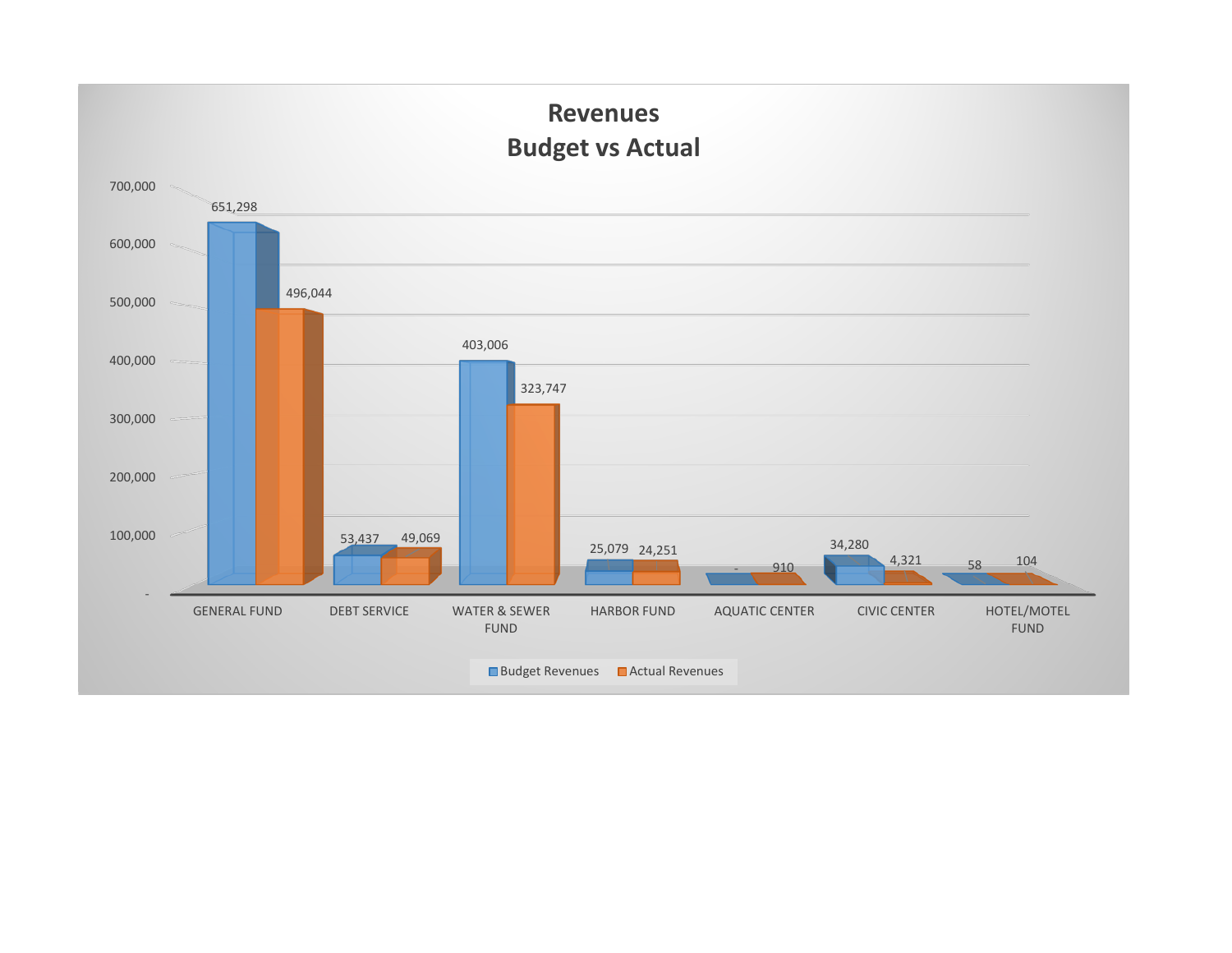# Revenues
## Budget vs Actual

| | Budget Revenues | Actual Revenues |
|---|---|---|
| GENERAL FUND | 651,298 | 496,044 |
| DEBT SERVICE | 53,437 | 49,069 |
| WATER & SEWER FUND | 403,006 | 323,747 |
| HARBOR FUND | 25,079 | 24,251 |
| AQUATIC CENTER | - | 910 |
| CIVIC CENTER | 34,280 | 4,321 |
| HOTEL/MOTEL FUND | 58 | 104 |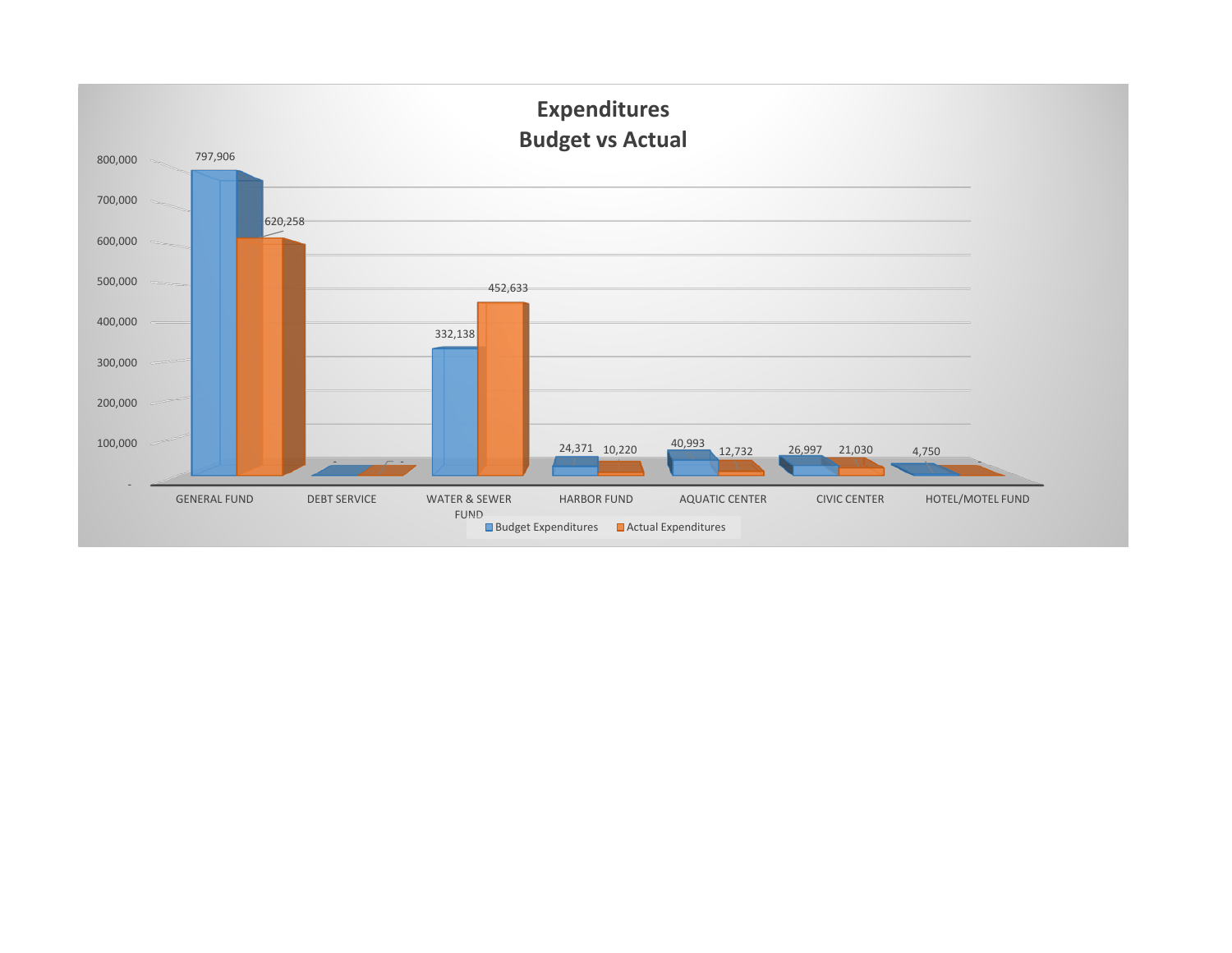# Expenditures
## Budget vs Actual

| | Budget Expenditures | Actual Expenditures |
|---|---|---|
| GENERAL FUND | 797,906 | 620,258 |
| DEBT SERVICE | - | - |
| WATER & SEWER FUND | 332,138 | 452,633 |
| HARBOR FUND | 24,371 | 10,220 |
| AQUATIC CENTER | 40,993 | 12,732 |
| CIVIC CENTER | 26,997 | 21,030 |
| HOTEL/MOTEL FUND | 4,750 | - |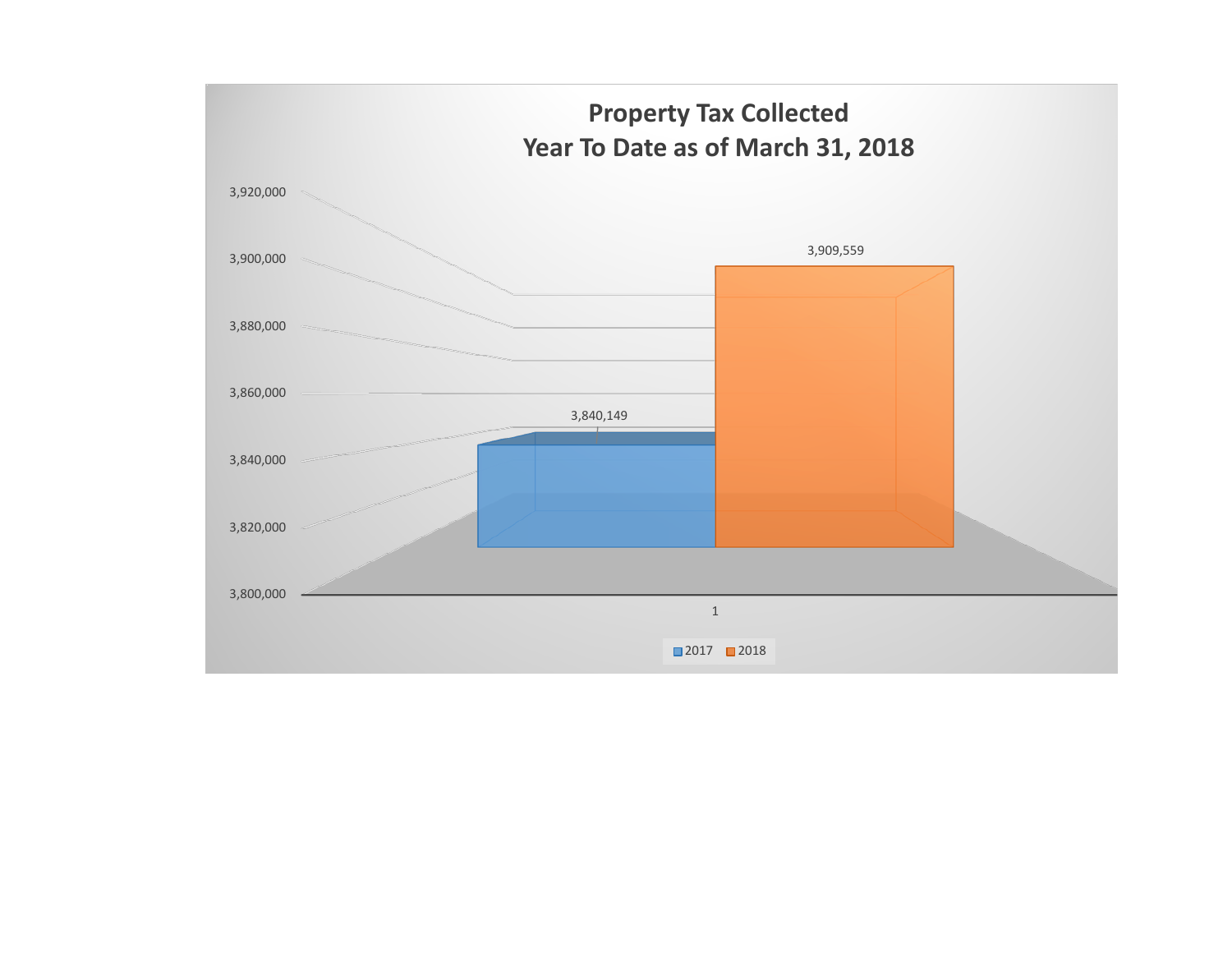## Property Tax Collected
## Year To Date as of March 31, 2018

| | 2017 | 2018 |
|---|---|---|
| 1 | 3,840,149 | 3,909,559 |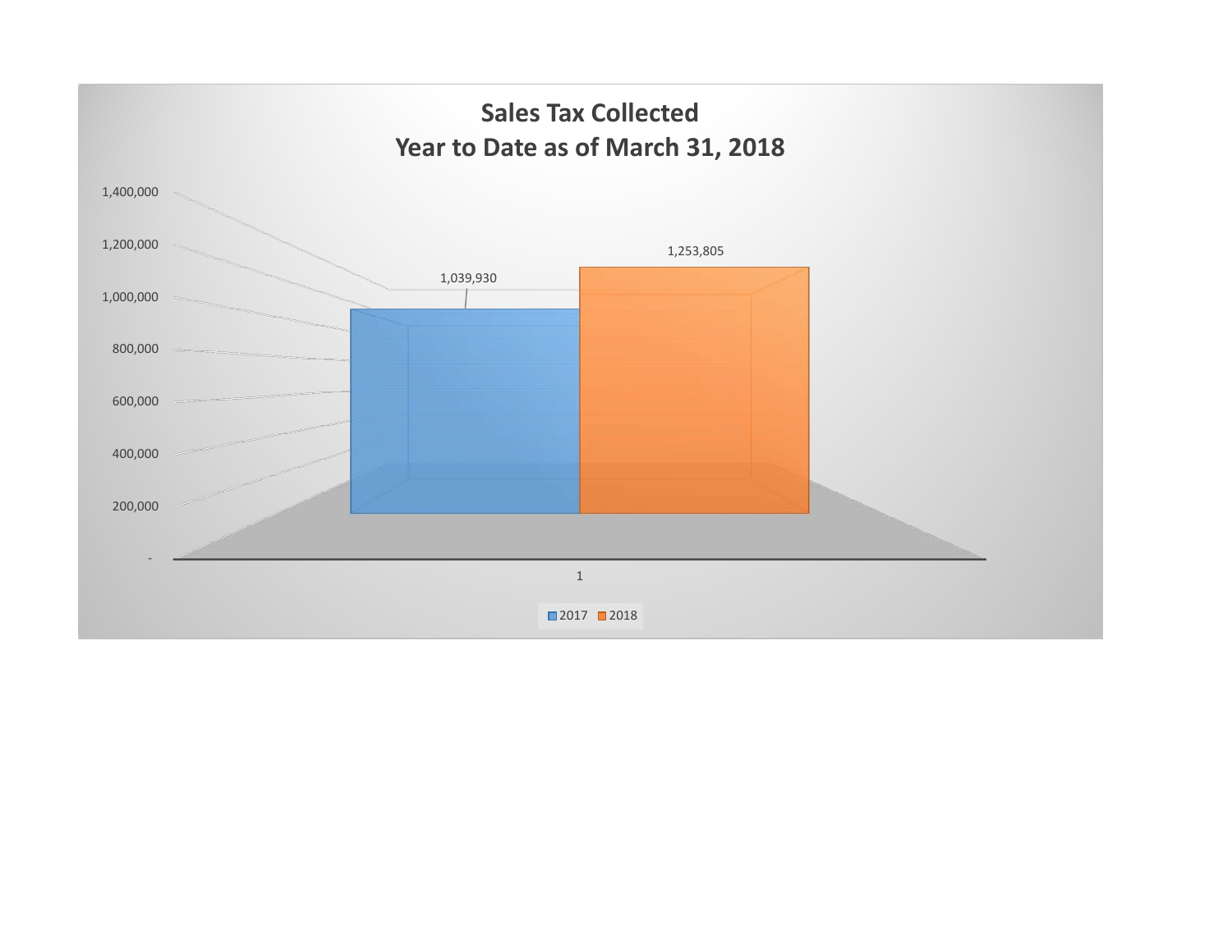# Sales Tax Collected
## Year to Date as of March 31, 2018

1,400,000
1,200,000
1,000,000
800,000
600,000
400,000
200,000
-

1,039,930
1,253,805

1

2017 2018